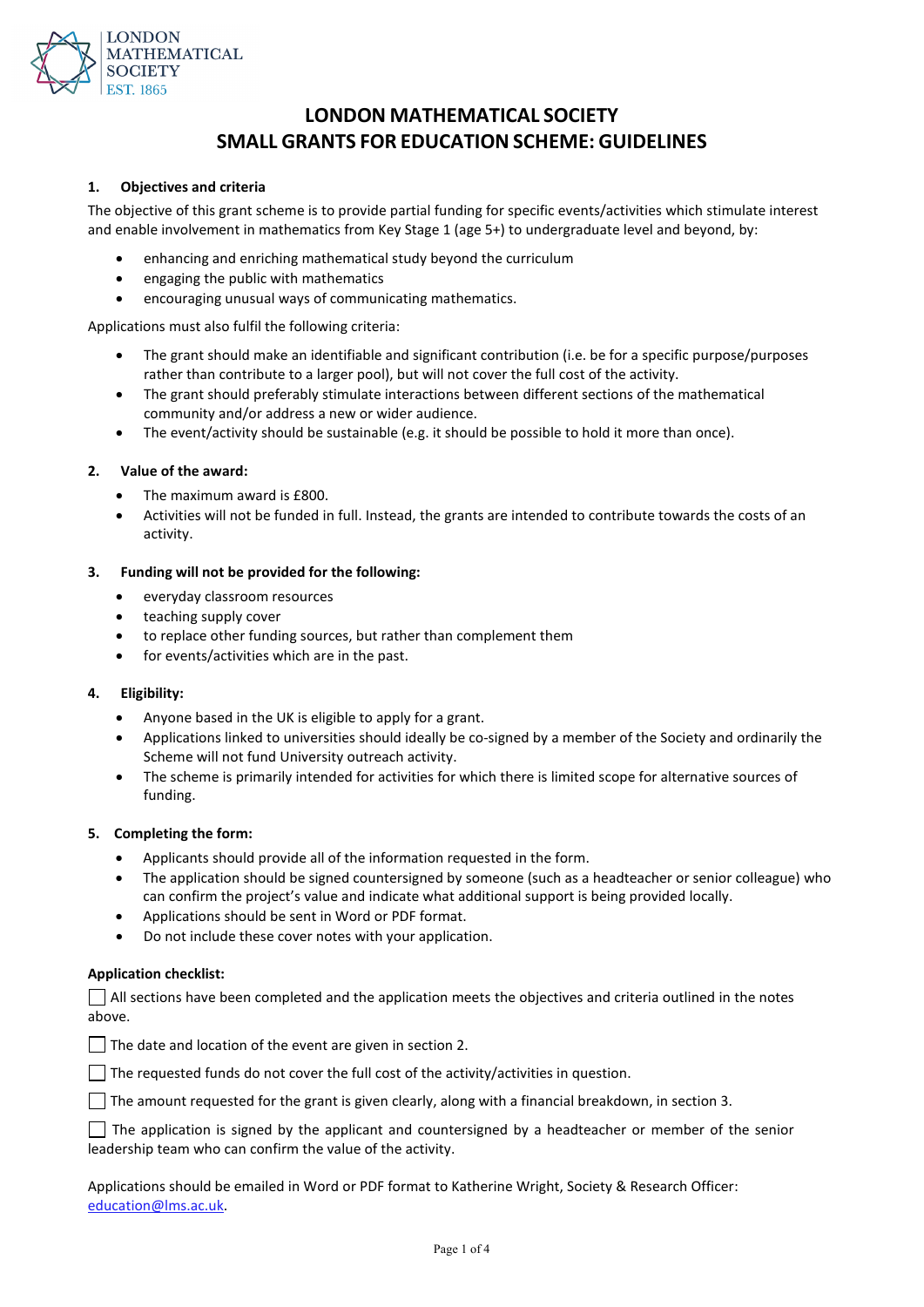LONDON MATHEMATICAL SOCIETY EST. 1865

# LONDON MATHEMATICAL SOCIETY SMALL GRANTS FOR EDUCATION SCHEME: GUIDELINES

## 1. Objectives and criteria

The objective of this grant scheme is to provide partial funding for specific events/activities which stimulate interest and enable involvement in mathematics from Key Stage 1 (age 5+) to undergraduate level and beyond, by:

- enhancing and enriching mathematical study beyond the curriculum
- engaging the public with mathematics
- encouraging unusual ways of communicating mathematics.

Applications must also fulfil the following criteria:

- The grant should make an identifiable and significant contribution (i.e. be for a specific purpose/purposes rather than contribute to a larger pool), but will not cover the full cost of the activity.
- The grant should preferably stimulate interactions between different sections of the mathematical community and/or address a new or wider audience.
- The event/activity should be sustainable (e.g. it should be possible to hold it more than once).

## 2. Value of the award:

- The maximum award is £800.
- Activities will not be funded in full. Instead, the grants are intended to contribute towards the costs of an activity.

## 3. Funding will not be provided for the following:

- everyday classroom resources
- teaching supply cover
- to replace other funding sources, but rather than complement them
- for events/activities which are in the past.

## 4. Eligibility:

- Anyone based in the UK is eligible to apply for a grant.
- Applications linked to universities should ideally be co-signed by a member of the Society and ordinarily the Scheme will not fund University outreach activity.
- The scheme is primarily intended for activities for which there is limited scope for alternative sources of funding.

## 5. Completing the form:

- Applicants should provide all of the information requested in the form.
- The application should be signed countersigned by someone (such as a headteacher or senior colleague) who can confirm the project's value and indicate what additional support is being provided locally.
- Applications should be sent in Word or PDF format.
- Do not include these cover notes with your application.

**Application checklist:**

☐ All sections have been completed and the application meets the objectives and criteria outlined in the notes above.

☐ The date and location of the event are given in section 2.

☐ The requested funds do not cover the full cost of the activity/activities in question.

☐ The amount requested for the grant is given clearly, along with a financial breakdown, in section 3.

☐ The application is signed by the applicant and countersigned by a headteacher or member of the senior leadership team who can confirm the value of the activity.

Applications should be emailed in Word or PDF format to Katherine Wright, Society & Research Officer: education@lms.ac.uk.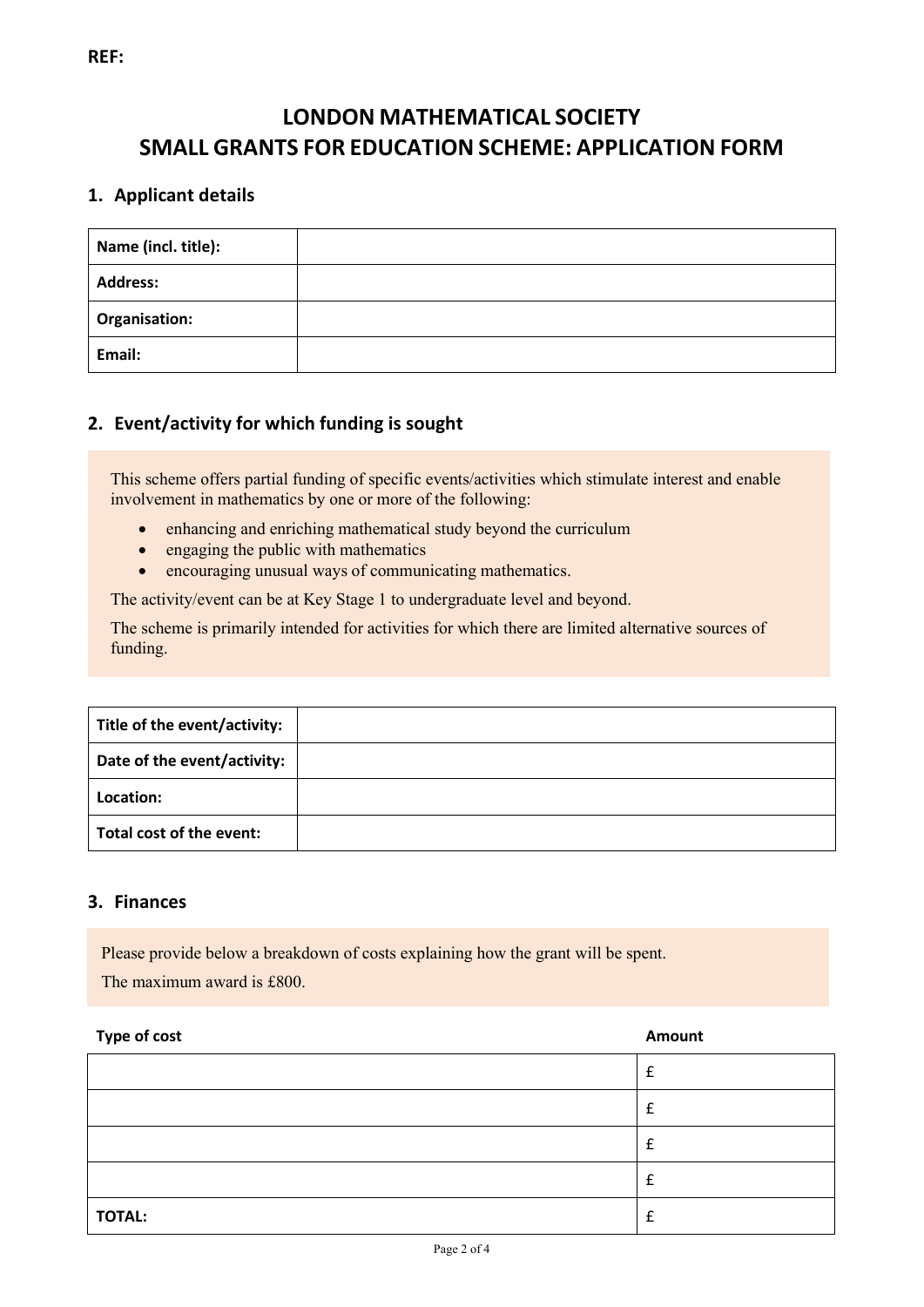**REF:**

# LONDON MATHEMATICAL SOCIETY
# SMALL GRANTS FOR EDUCATION SCHEME: APPLICATION FORM

## 1. Applicant details

| | |
|---|---|
| **Name (incl. title):** | |
| **Address:** | |
| **Organisation:** | |
| **Email:** | |

## 2. Event/activity for which funding is sought

This scheme offers partial funding of specific events/activities which stimulate interest and enable involvement in mathematics by one or more of the following:

- enhancing and enriching mathematical study beyond the curriculum
- engaging the public with mathematics
- encouraging unusual ways of communicating mathematics.

The activity/event can be at Key Stage 1 to undergraduate level and beyond.

The scheme is primarily intended for activities for which there are limited alternative sources of funding.

| | |
|---|---|
| **Title of the event/activity:** | |
| **Date of the event/activity:** | |
| **Location:** | |
| **Total cost of the event:** | |

## 3. Finances

Please provide below a breakdown of costs explaining how the grant will be spent.

The maximum award is £800.

| **Type of cost** | **Amount** |
|---|---|
| | £ |
| | £ |
| | £ |
| | £ |
| **TOTAL:** | £ |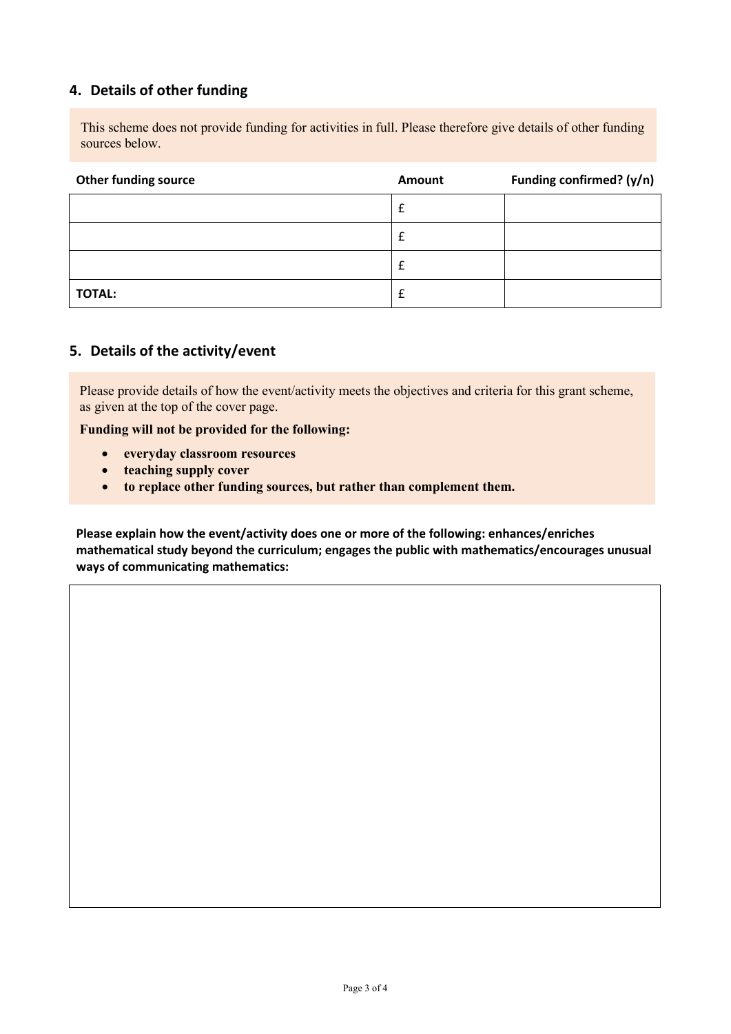## 4. Details of other funding

This scheme does not provide funding for activities in full. Please therefore give details of other funding sources below.

| Other funding source | Amount | Funding confirmed? (y/n) |
| --- | --- | --- |
| | £ | |
| | £ | |
| | £ | |
| **TOTAL:** | £ | |

## 5. Details of the activity/event

Please provide details of how the event/activity meets the objectives and criteria for this grant scheme, as given at the top of the cover page.

**Funding will not be provided for the following:**

- **everyday classroom resources**
- **teaching supply cover**
- **to replace other funding sources, but rather than complement them.**

**Please explain how the event/activity does one or more of the following: enhances/enriches mathematical study beyond the curriculum; engages the public with mathematics/encourages unusual ways of communicating mathematics:**

| |
| --- |
| |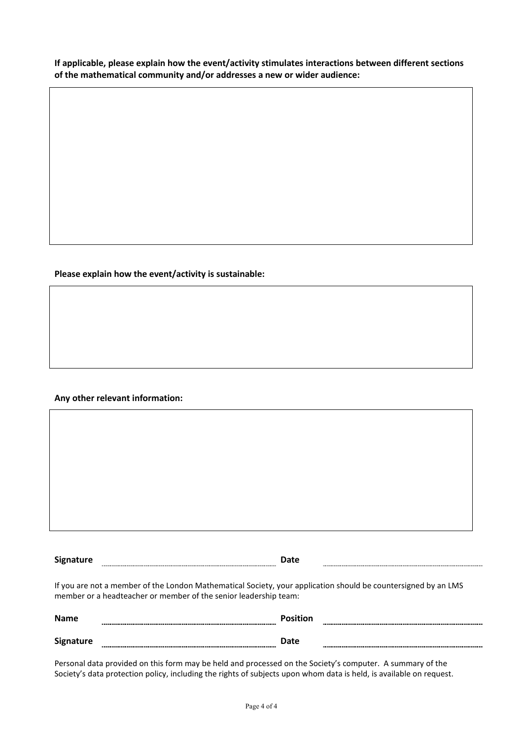**If applicable, please explain how the event/activity stimulates interactions between different sections of the mathematical community and/or addresses a new or wider audience:**

**Please explain how the event/activity is sustainable:**

**Any other relevant information:**

**Signature** .............................................................. **Date** ..............................................................

If you are not a member of the London Mathematical Society, your application should be countersigned by an LMS member or a headteacher or member of the senior leadership team:

**Name** .............................................................. **Position** ..............................................................

**Signature** .............................................................. **Date** ..............................................................

Personal data provided on this form may be held and processed on the Society's computer. A summary of the Society's data protection policy, including the rights of subjects upon whom data is held, is available on request.